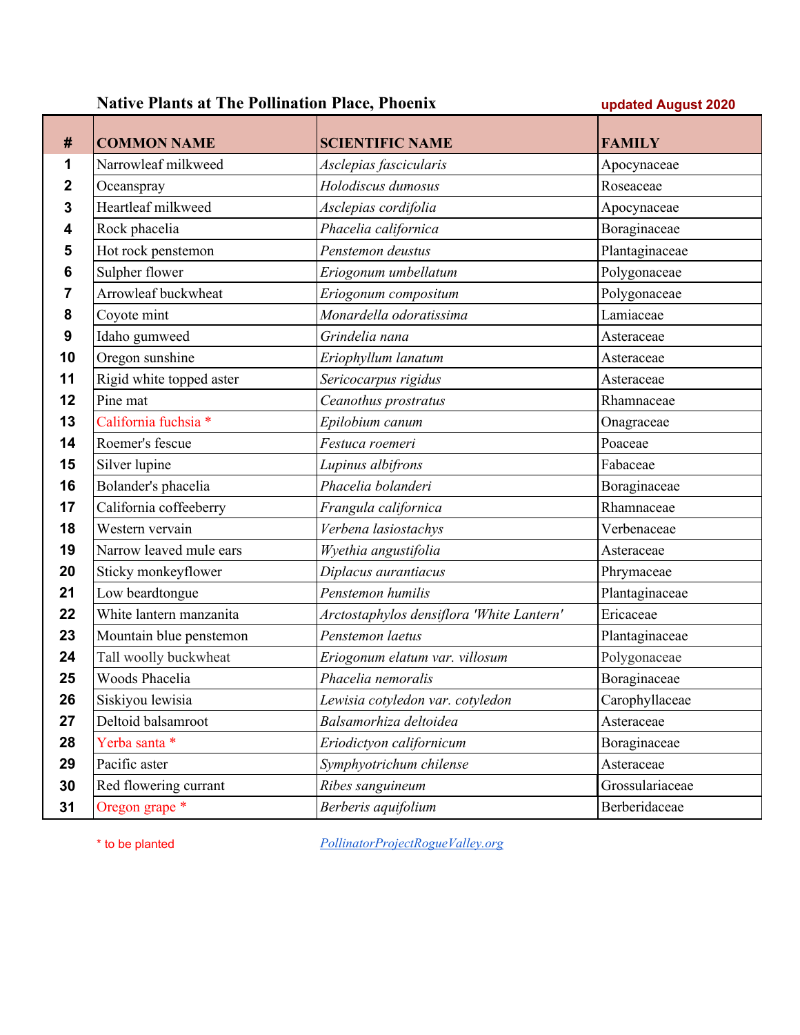## Native Plants at The Pollination Place, Phoenix

updated August 2020

| # | COMMON NAME | SCIENTIFIC NAME | FAMILY |
|---|---|---|---|
| 1 | Narrowleaf milkweed | *Asclepias fascicularis* | Apocynaceae |
| 2 | Oceanspray | *Holodiscus dumosus* | Roseaceae |
| 3 | Heartleaf milkweed | *Asclepias cordifolia* | Apocynaceae |
| 4 | Rock phacelia | *Phacelia californica* | Boraginaceae |
| 5 | Hot rock penstemon | *Penstemon deustus* | Plantaginaceae |
| 6 | Sulpher flower | *Eriogonum umbellatum* | Polygonaceae |
| 7 | Arrowleaf buckwheat | *Eriogonum compositum* | Polygonaceae |
| 8 | Coyote mint | *Monardella odoratissima* | Lamiaceae |
| 9 | Idaho gumweed | *Grindelia nana* | Asteraceae |
| 10 | Oregon sunshine | *Eriophyllum lanatum* | Asteraceae |
| 11 | Rigid white topped aster | *Sericocarpus rigidus* | Asteraceae |
| 12 | Pine mat | *Ceanothus prostratus* | Rhamnaceae |
| 13 | California fuchsia * | *Epilobium canum* | Onagraceae |
| 14 | Roemer's fescue | *Festuca roemeri* | Poaceae |
| 15 | Silver lupine | *Lupinus albifrons* | Fabaceae |
| 16 | Bolander's phacelia | *Phacelia bolanderi* | Boraginaceae |
| 17 | California coffeeberry | *Frangula californica* | Rhamnaceae |
| 18 | Western vervain | *Verbena lasiostachys* | Verbenaceae |
| 19 | Narrow leaved mule ears | *Wyethia angustifolia* | Asteraceae |
| 20 | Sticky monkeyflower | *Diplacus aurantiacus* | Phrymaceae |
| 21 | Low beardtongue | *Penstemon humilis* | Plantaginaceae |
| 22 | White lantern manzanita | *Arctostaphylos densiflora 'White Lantern'* | Ericaceae |
| 23 | Mountain blue penstemon | *Penstemon laetus* | Plantaginaceae |
| 24 | Tall woolly buckwheat | *Eriogonum elatum var. villosum* | Polygonaceae |
| 25 | Woods Phacelia | *Phacelia nemoralis* | Boraginaceae |
| 26 | Siskiyou lewisia | *Lewisia cotyledon var. cotyledon* | Carophyllaceae |
| 27 | Deltoid balsamroot | *Balsamorhiza deltoidea* | Asteraceae |
| 28 | Yerba santa * | *Eriodictyon californicum* | Boraginaceae |
| 29 | Pacific aster | *Symphyotrichum chilense* | Asteraceae |
| 30 | Red flowering currant | *Ribes sanguineum* | Grossulariaceae |
| 31 | Oregon grape * | *Berberis aquifolium* | Berberidaceae |

* to be planted

PollinatorProjectRogueValley.org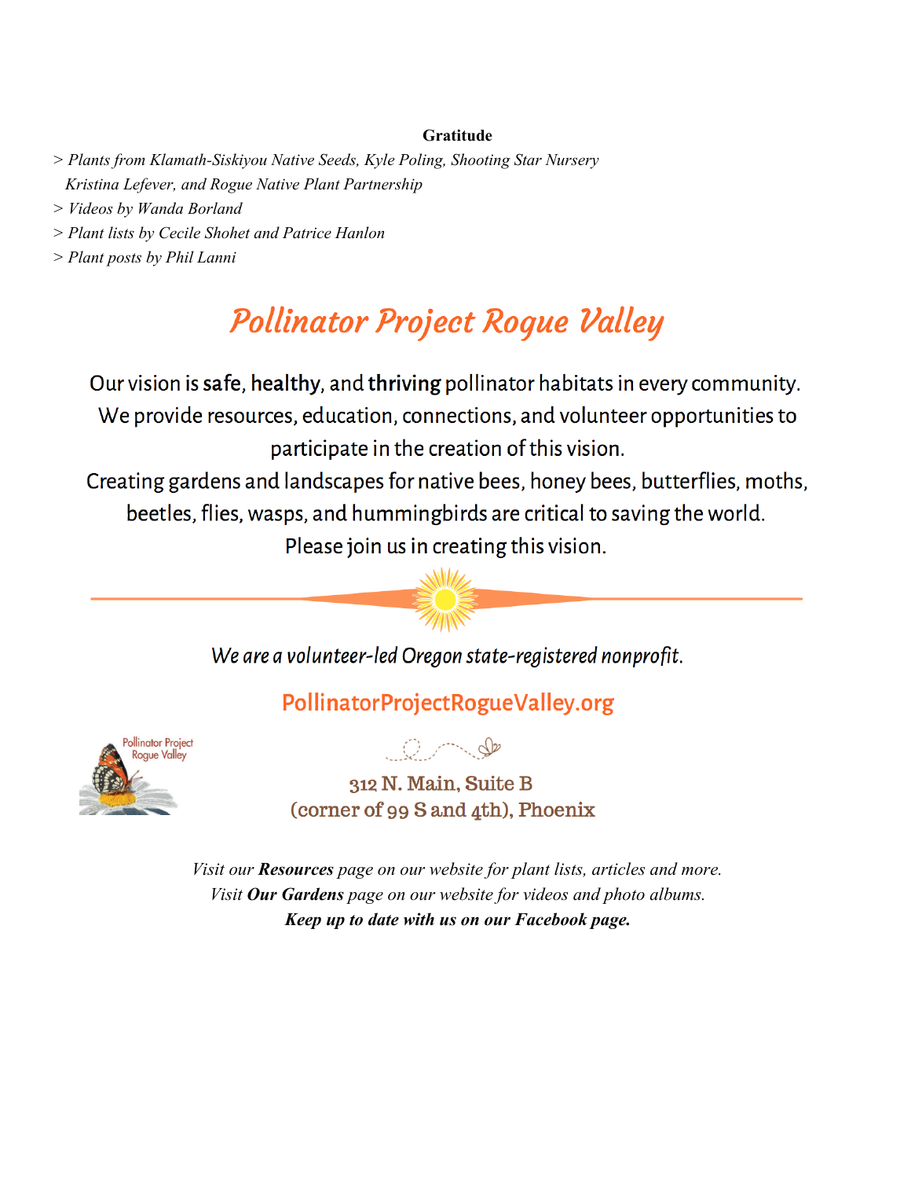**Gratitude**

> *Plants from Klamath-Siskiyou Native Seeds, Kyle Poling, Shooting Star Nursery Kristina Lefever, and Rogue Native Plant Partnership*

> *Videos by Wanda Borland*

> *Plant lists by Cecile Shohet and Patrice Hanlon*

> *Plant posts by Phil Lanni*

# *Pollinator Project Rogue Valley*

Our vision is **safe**, **healthy**, and **thriving** pollinator habitats in every community.
We provide resources, education, connections, and volunteer opportunities to participate in the creation of this vision.
Creating gardens and landscapes for native bees, honey bees, butterflies, moths, beetles, flies, wasps, and hummingbirds are critical to saving the world.
Please join us in creating this vision.

*We are a volunteer-led Oregon state-registered nonprofit.*

PollinatorProjectRogueValley.org

Pollinator Project Rogue Valley

312 N. Main, Suite B
(corner of 99 S and 4th), Phoenix

*Visit our* ***Resources*** *page on our website for plant lists, articles and more.*
*Visit* ***Our Gardens*** *page on our website for videos and photo albums.*
***Keep up to date with us on our Facebook page.***